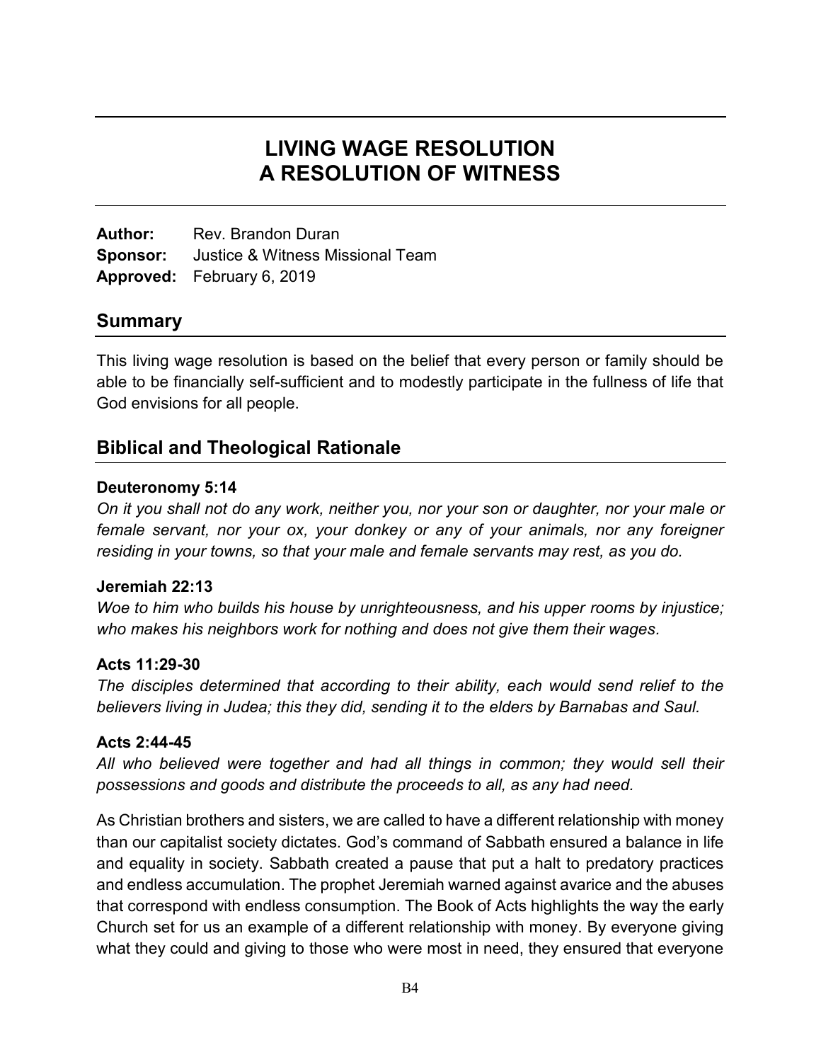# LIVING WAGE RESOLUTION
# A RESOLUTION OF WITNESS

**Author:** Rev. Brandon Duran
**Sponsor:** Justice & Witness Missional Team
**Approved:** February 6, 2019

## Summary

This living wage resolution is based on the belief that every person or family should be able to be financially self-sufficient and to modestly participate in the fullness of life that God envisions for all people.

## Biblical and Theological Rationale

**Deuteronomy 5:14**

*On it you shall not do any work, neither you, nor your son or daughter, nor your male or female servant, nor your ox, your donkey or any of your animals, nor any foreigner residing in your towns, so that your male and female servants may rest, as you do.*

**Jeremiah 22:13**

*Woe to him who builds his house by unrighteousness, and his upper rooms by injustice; who makes his neighbors work for nothing and does not give them their wages.*

**Acts 11:29-30**

*The disciples determined that according to their ability, each would send relief to the believers living in Judea; this they did, sending it to the elders by Barnabas and Saul.*

**Acts 2:44-45**

*All who believed were together and had all things in common; they would sell their possessions and goods and distribute the proceeds to all, as any had need.*

As Christian brothers and sisters, we are called to have a different relationship with money than our capitalist society dictates. God's command of Sabbath ensured a balance in life and equality in society. Sabbath created a pause that put a halt to predatory practices and endless accumulation. The prophet Jeremiah warned against avarice and the abuses that correspond with endless consumption. The Book of Acts highlights the way the early Church set for us an example of a different relationship with money. By everyone giving what they could and giving to those who were most in need, they ensured that everyone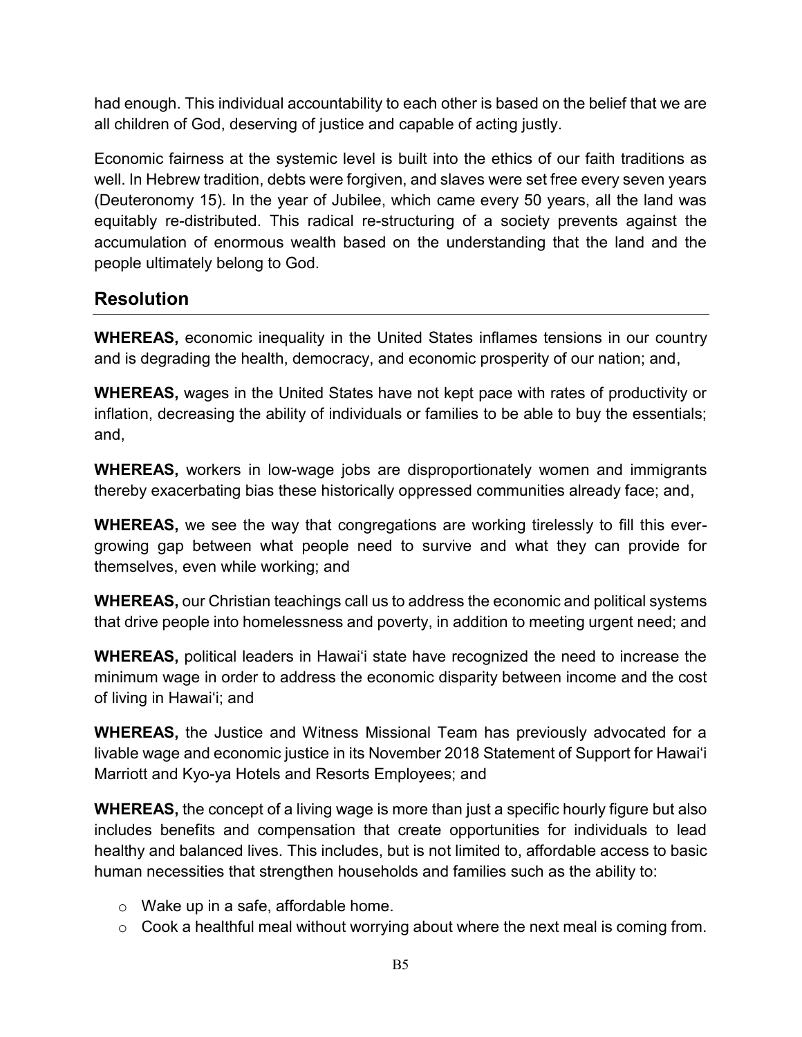had enough. This individual accountability to each other is based on the belief that we are all children of God, deserving of justice and capable of acting justly.

Economic fairness at the systemic level is built into the ethics of our faith traditions as well. In Hebrew tradition, debts were forgiven, and slaves were set free every seven years (Deuteronomy 15). In the year of Jubilee, which came every 50 years, all the land was equitably re-distributed. This radical re-structuring of a society prevents against the accumulation of enormous wealth based on the understanding that the land and the people ultimately belong to God.

## Resolution

**WHEREAS,** economic inequality in the United States inflames tensions in our country and is degrading the health, democracy, and economic prosperity of our nation; and,

**WHEREAS,** wages in the United States have not kept pace with rates of productivity or inflation, decreasing the ability of individuals or families to be able to buy the essentials; and,

**WHEREAS,** workers in low-wage jobs are disproportionately women and immigrants thereby exacerbating bias these historically oppressed communities already face; and,

**WHEREAS,** we see the way that congregations are working tirelessly to fill this ever-growing gap between what people need to survive and what they can provide for themselves, even while working; and

**WHEREAS,** our Christian teachings call us to address the economic and political systems that drive people into homelessness and poverty, in addition to meeting urgent need; and

**WHEREAS,** political leaders in Hawaiʻi state have recognized the need to increase the minimum wage in order to address the economic disparity between income and the cost of living in Hawaiʻi; and

**WHEREAS,** the Justice and Witness Missional Team has previously advocated for a livable wage and economic justice in its November 2018 Statement of Support for Hawaiʻi Marriott and Kyo-ya Hotels and Resorts Employees; and

**WHEREAS,** the concept of a living wage is more than just a specific hourly figure but also includes benefits and compensation that create opportunities for individuals to lead healthy and balanced lives. This includes, but is not limited to, affordable access to basic human necessities that strengthen households and families such as the ability to:

- Wake up in a safe, affordable home.
- Cook a healthful meal without worrying about where the next meal is coming from.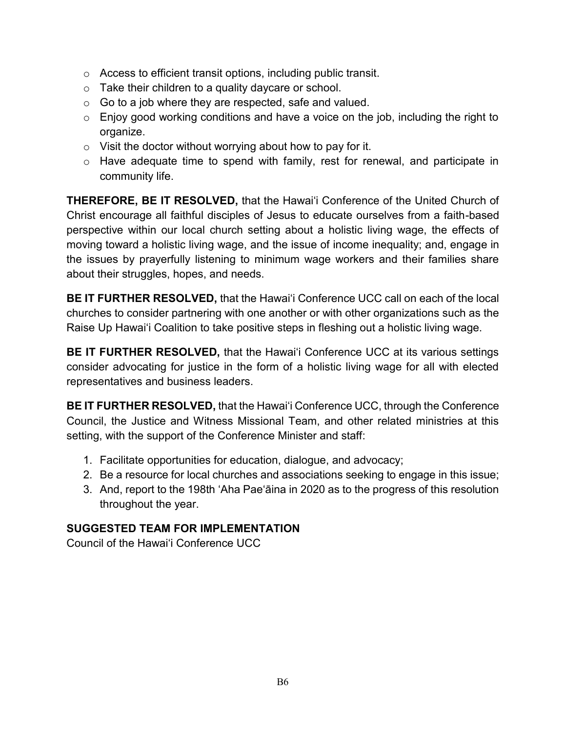- Access to efficient transit options, including public transit.
- Take their children to a quality daycare or school.
- Go to a job where they are respected, safe and valued.
- Enjoy good working conditions and have a voice on the job, including the right to organize.
- Visit the doctor without worrying about how to pay for it.
- Have adequate time to spend with family, rest for renewal, and participate in community life.

**THEREFORE, BE IT RESOLVED,** that the Hawaiʻi Conference of the United Church of Christ encourage all faithful disciples of Jesus to educate ourselves from a faith-based perspective within our local church setting about a holistic living wage, the effects of moving toward a holistic living wage, and the issue of income inequality; and, engage in the issues by prayerfully listening to minimum wage workers and their families share about their struggles, hopes, and needs.

**BE IT FURTHER RESOLVED,** that the Hawaiʻi Conference UCC call on each of the local churches to consider partnering with one another or with other organizations such as the Raise Up Hawaiʻi Coalition to take positive steps in fleshing out a holistic living wage.

**BE IT FURTHER RESOLVED,** that the Hawaiʻi Conference UCC at its various settings consider advocating for justice in the form of a holistic living wage for all with elected representatives and business leaders.

**BE IT FURTHER RESOLVED,** that the Hawaiʻi Conference UCC, through the Conference Council, the Justice and Witness Missional Team, and other related ministries at this setting, with the support of the Conference Minister and staff:

1. Facilitate opportunities for education, dialogue, and advocacy;
2. Be a resource for local churches and associations seeking to engage in this issue;
3. And, report to the 198th ʻAha Paeʻāina in 2020 as to the progress of this resolution throughout the year.

**SUGGESTED TEAM FOR IMPLEMENTATION**

Council of the Hawaiʻi Conference UCC